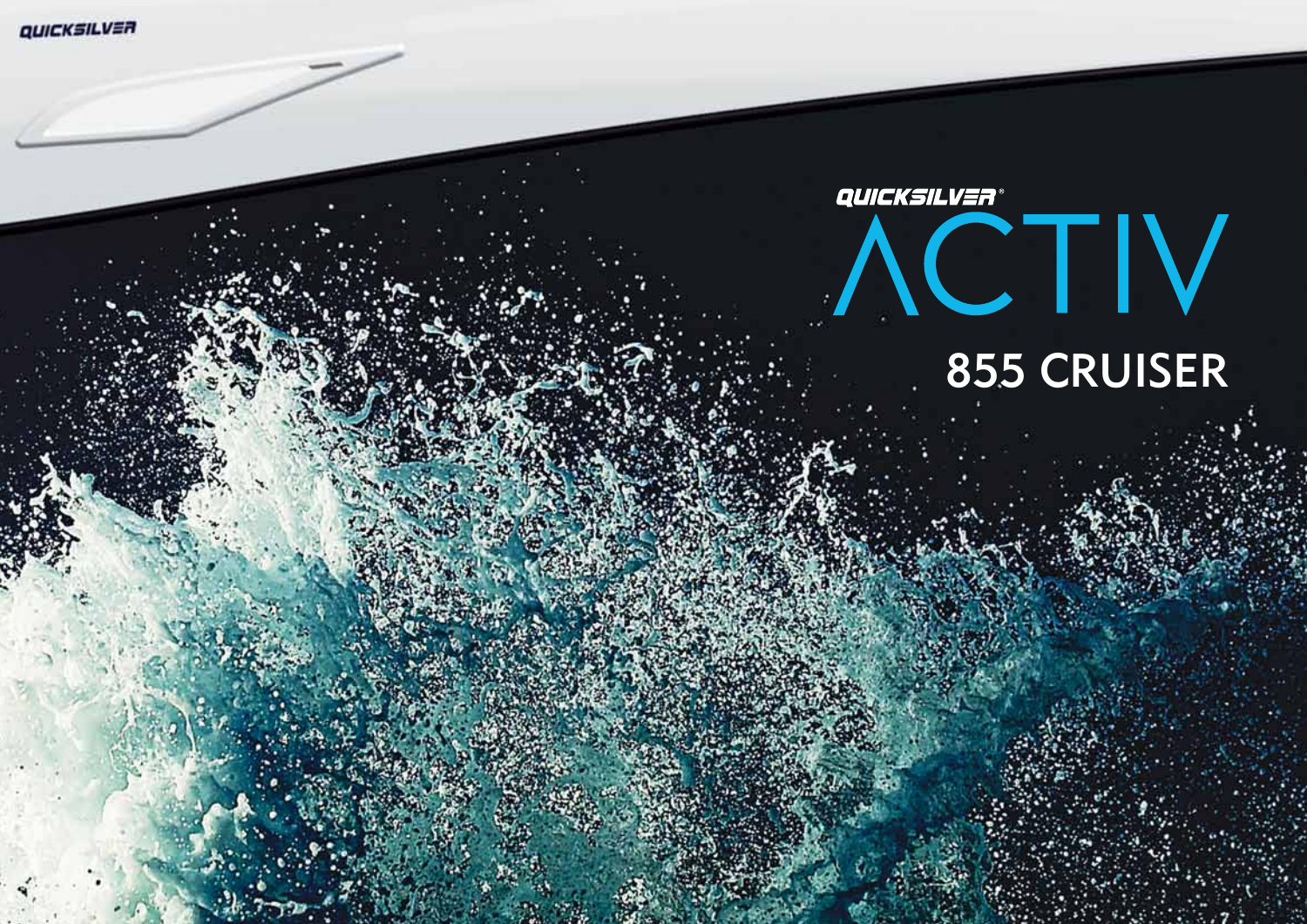QUICKSILVER

# QUICKSILVER® ACTIV

## 855 CRUISER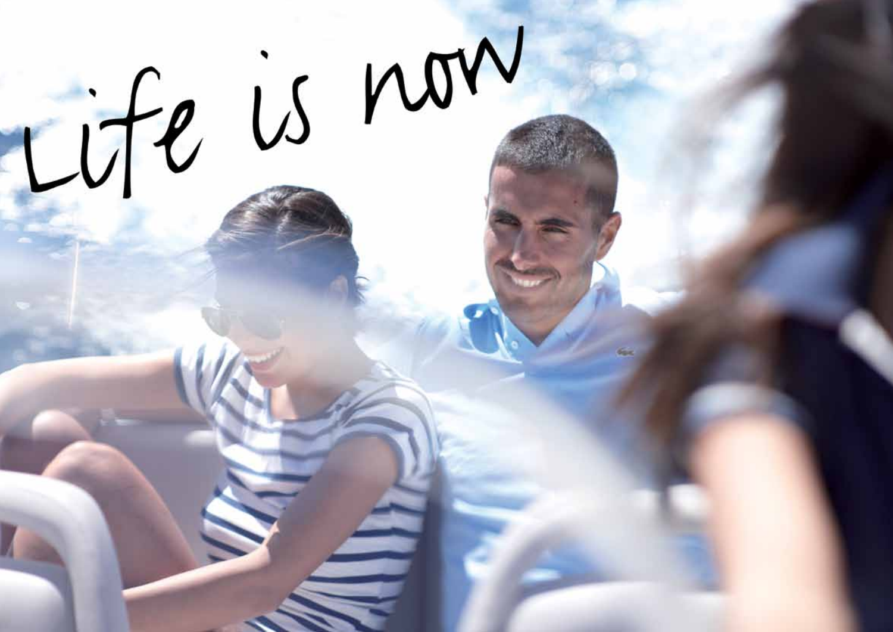Life is now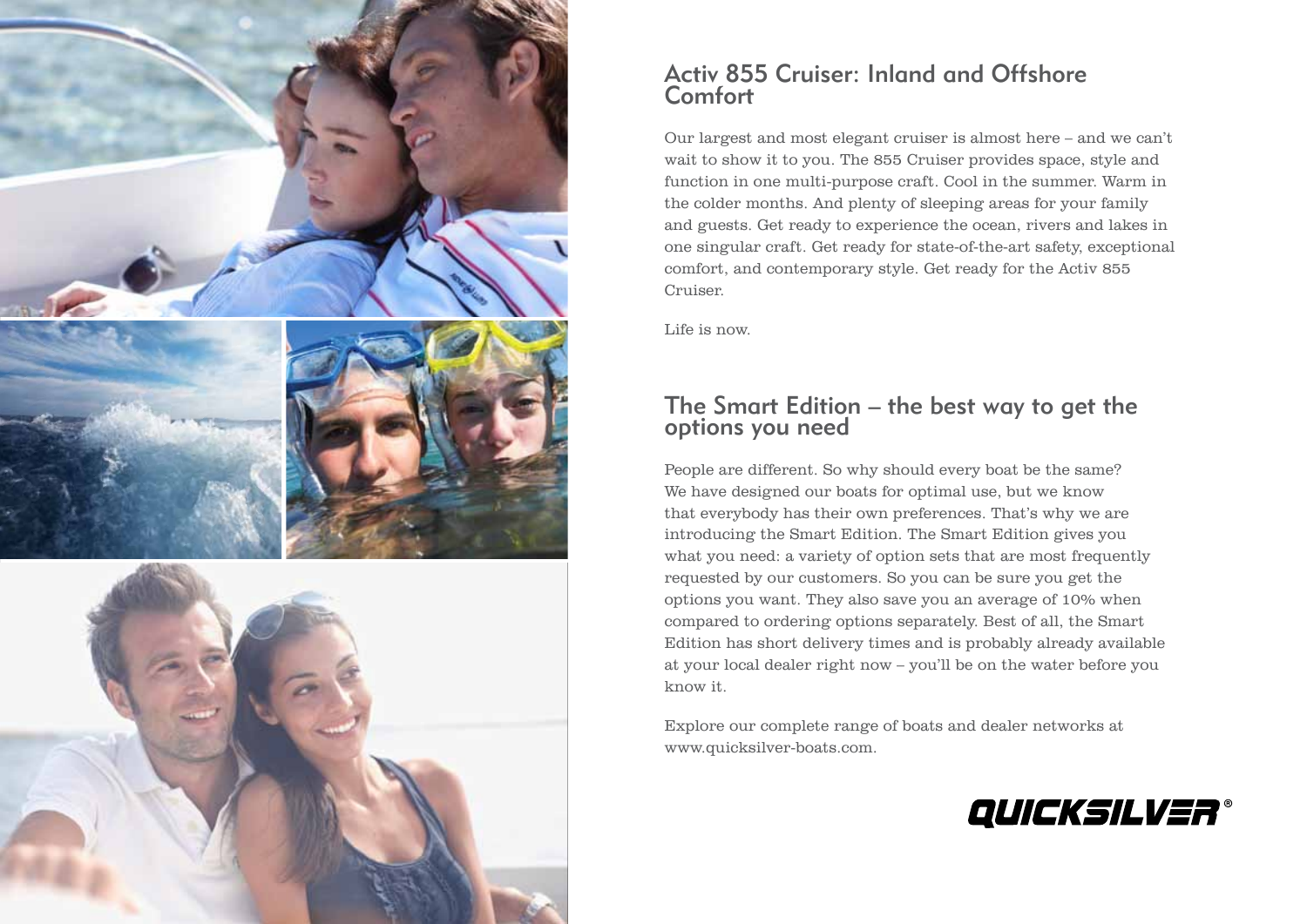## Activ 855 Cruiser: Inland and Offshore Comfort

Our largest and most elegant cruiser is almost here – and we can't wait to show it to you. The 855 Cruiser provides space, style and function in one multi-purpose craft. Cool in the summer. Warm in the colder months. And plenty of sleeping areas for your family and guests. Get ready to experience the ocean, rivers and lakes in one singular craft. Get ready for state-of-the-art safety, exceptional comfort, and contemporary style. Get ready for the Activ 855 Cruiser.

Life is now.

## The Smart Edition – the best way to get the options you need

People are different. So why should every boat be the same? We have designed our boats for optimal use, but we know that everybody has their own preferences. That's why we are introducing the Smart Edition. The Smart Edition gives you what you need: a variety of option sets that are most frequently requested by our customers. So you can be sure you get the options you want. They also save you an average of 10% when compared to ordering options separately. Best of all, the Smart Edition has short delivery times and is probably already available at your local dealer right now – you'll be on the water before you know it.

Explore our complete range of boats and dealer networks at www.quicksilver-boats.com.

QUICKSILVER®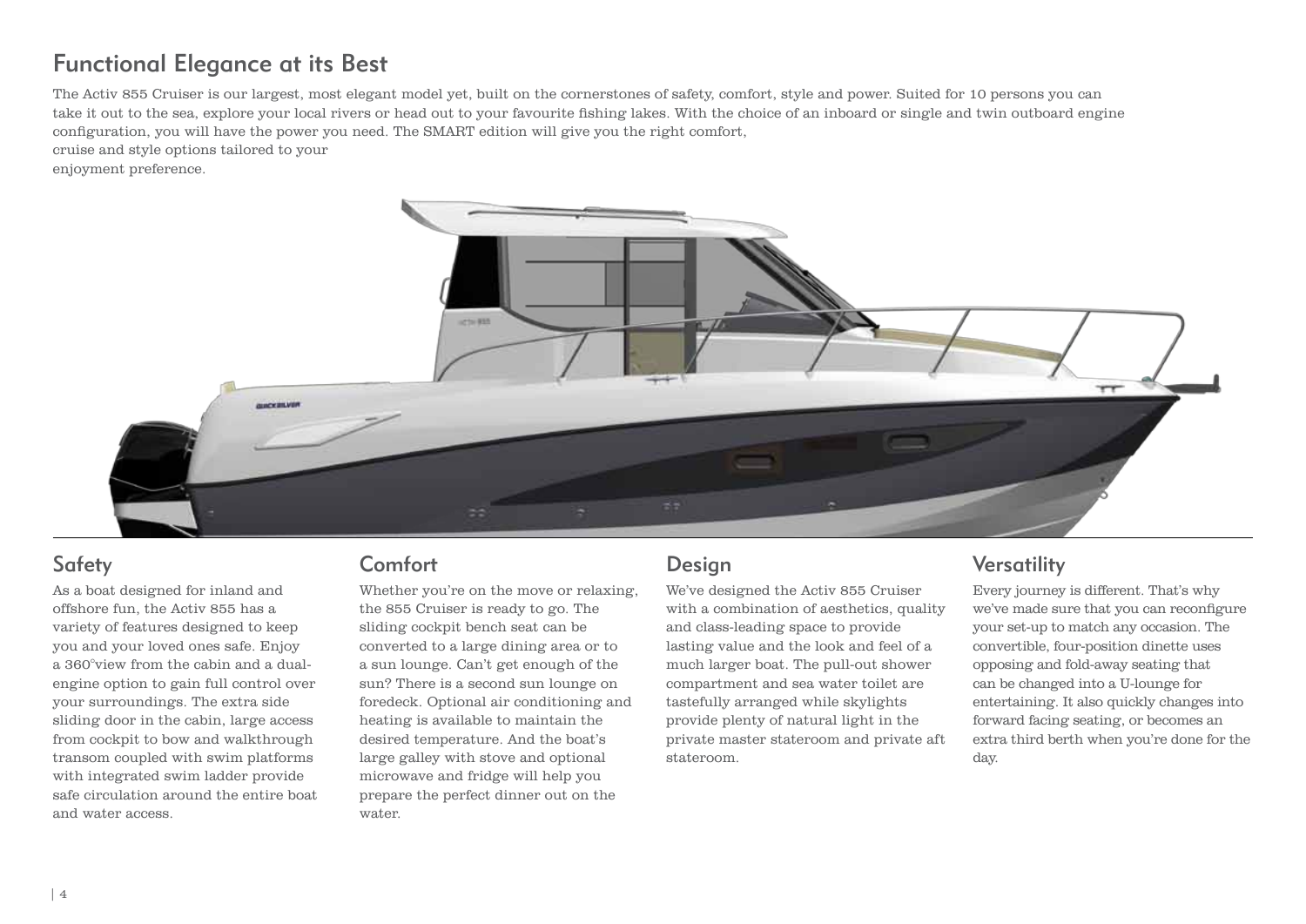# Functional Elegance at its Best

The Activ 855 Cruiser is our largest, most elegant model yet, built on the cornerstones of safety, comfort, style and power. Suited for 10 persons you can take it out to the sea, explore your local rivers or head out to your favourite fishing lakes. With the choice of an inboard or single and twin outboard engine configuration, you will have the power you need. The SMART edition will give you the right comfort, cruise and style options tailored to your enjoyment preference.

## Safety

As a boat designed for inland and offshore fun, the Activ 855 has a variety of features designed to keep you and your loved ones safe. Enjoy a 360°view from the cabin and a dual-engine option to gain full control over your surroundings. The extra side sliding door in the cabin, large access from cockpit to bow and walkthrough transom coupled with swim platforms with integrated swim ladder provide safe circulation around the entire boat and water access.

## Comfort

Whether you're on the move or relaxing, the 855 Cruiser is ready to go. The sliding cockpit bench seat can be converted to a large dining area or to a sun lounge. Can't get enough of the sun? There is a second sun lounge on foredeck. Optional air conditioning and heating is available to maintain the desired temperature. And the boat's large galley with stove and optional microwave and fridge will help you prepare the perfect dinner out on the water.

## Design

We've designed the Activ 855 Cruiser with a combination of aesthetics, quality and class-leading space to provide lasting value and the look and feel of a much larger boat. The pull-out shower compartment and sea water toilet are tastefully arranged while skylights provide plenty of natural light in the private master stateroom and private aft stateroom.

## Versatility

Every journey is different. That's why we've made sure that you can reconfigure your set-up to match any occasion. The convertible, four-position dinette uses opposing and fold-away seating that can be changed into a U-lounge for entertaining. It also quickly changes into forward facing seating, or becomes an extra third berth when you're done for the day.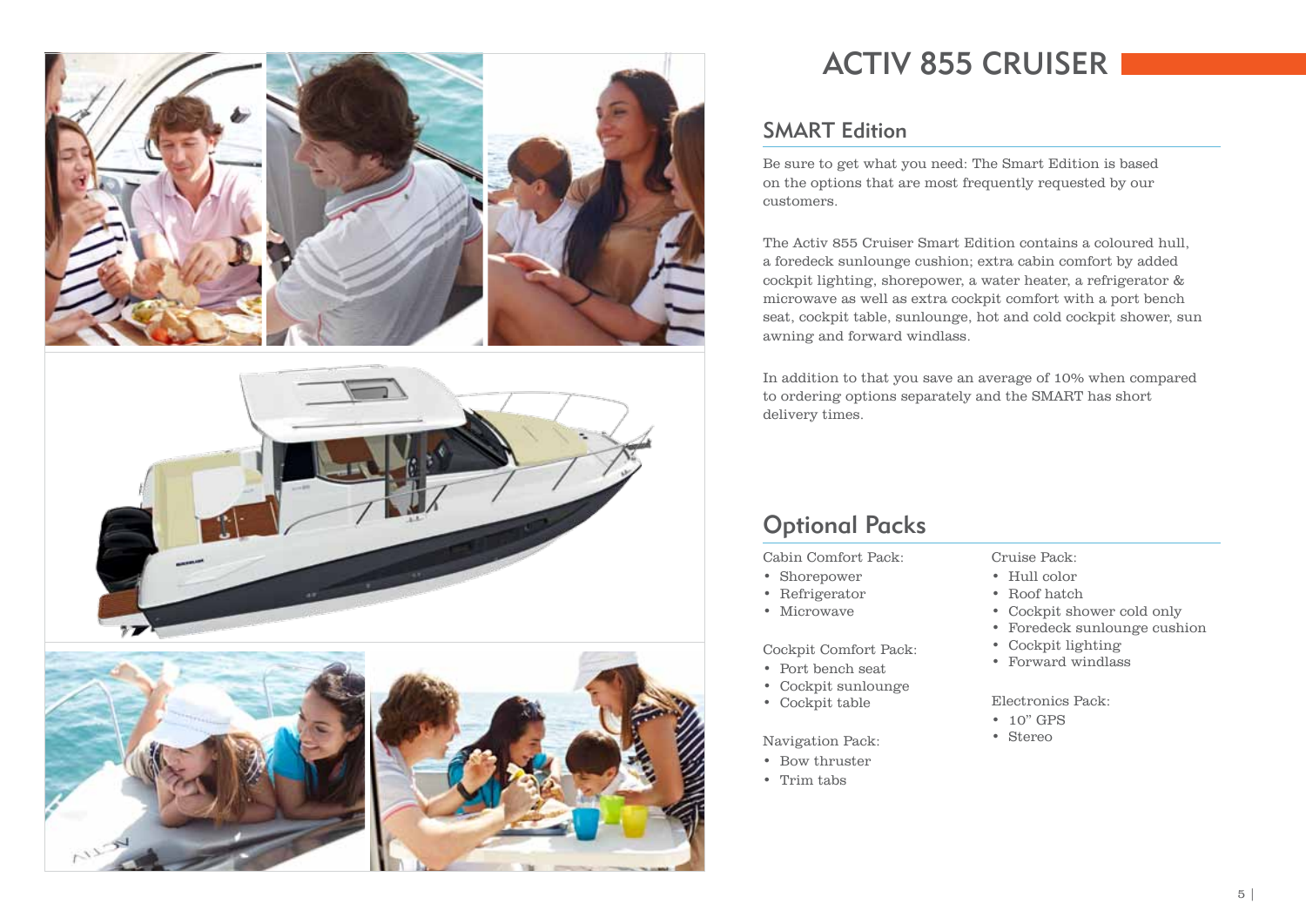# ACTIV 855 CRUISER

## SMART Edition

Be sure to get what you need: The Smart Edition is based on the options that are most frequently requested by our customers.

The Activ 855 Cruiser Smart Edition contains a coloured hull, a foredeck sunlounge cushion; extra cabin comfort by added cockpit lighting, shorepower, a water heater, a refrigerator & microwave as well as extra cockpit comfort with a port bench seat, cockpit table, sunlounge, hot and cold cockpit shower, sun awning and forward windlass.

In addition to that you save an average of 10% when compared to ordering options separately and the SMART has short delivery times.

## Optional Packs

Cabin Comfort Pack:

- Shorepower
- Refrigerator
- Microwave

Cockpit Comfort Pack:

- Port bench seat
- Cockpit sunlounge
- Cockpit table

Navigation Pack:

- Bow thruster
- Trim tabs

Cruise Pack:

- Hull color
- Roof hatch
- Cockpit shower cold only
- Foredeck sunlounge cushion
- Cockpit lighting
- Forward windlass

Electronics Pack:

- 10” GPS
- Stereo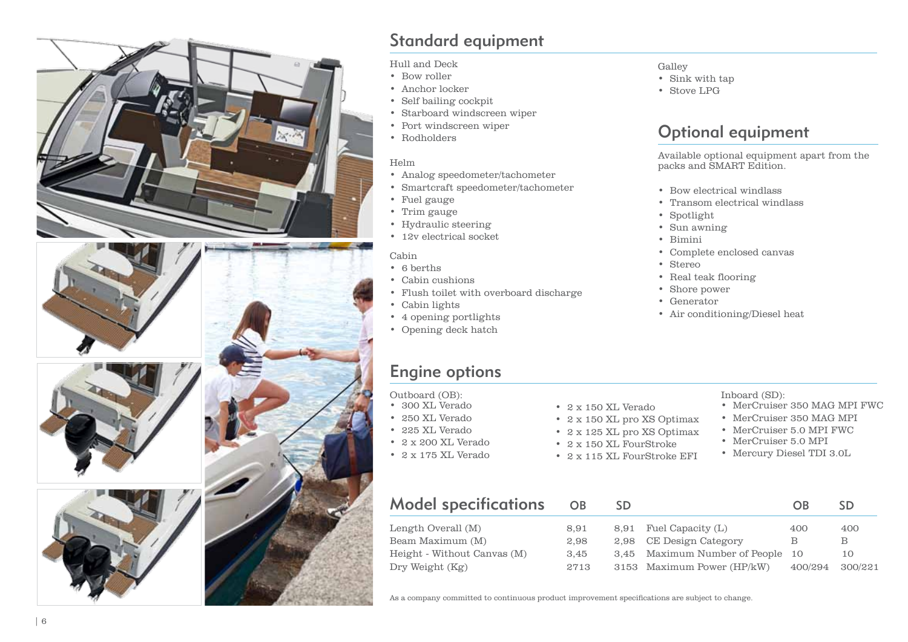## Standard equipment

Hull and Deck
- Bow roller
- Anchor locker
- Self bailing cockpit
- Starboard windscreen wiper
- Port windscreen wiper
- Rodholders

Helm
- Analog speedometer/tachometer
- Smartcraft speedometer/tachometer
- Fuel gauge
- Trim gauge
- Hydraulic steering
- 12v electrical socket

Cabin
- 6 berths
- Cabin cushions
- Flush toilet with overboard discharge
- Cabin lights
- 4 opening portlights
- Opening deck hatch

Galley
- Sink with tap
- Stove LPG

## Optional equipment

Available optional equipment apart from the packs and SMART Edition.

- Bow electrical windlass
- Transom electrical windlass
- Spotlight
- Sun awning
- Bimini
- Complete enclosed canvas
- Stereo
- Real teak flooring
- Shore power
- Generator
- Air conditioning/Diesel heat

## Engine options

Outboard (OB):
- 300 XL Verado
- 250 XL Verado
- 225 XL Verado
- 2 x 200 XL Verado
- 2 x 175 XL Verado
- 2 x 150 XL Verado
- 2 x 150 XL pro XS Optimax
- 2 x 125 XL pro XS Optimax
- 2 x 150 XL FourStroke
- 2 x 115 XL FourStroke EFI

Inboard (SD):
- MerCruiser 350 MAG MPI FWC
- MerCruiser 350 MAG MPI
- MerCruiser 5.0 MPI FWC
- MerCruiser 5.0 MPI
- Mercury Diesel TDI 3.0L

## Model specifications

| | OB | SD | | OB | SD |
|---|---|---|---|---|---|
| Length Overall (M) | 8,91 | 8,91 | Fuel Capacity (L) | 400 | 400 |
| Beam Maximum (M) | 2,98 | 2,98 | CE Design Category | B | B |
| Height - Without Canvas (M) | 3,45 | 3,45 | Maximum Number of People | 10 | 10 |
| Dry Weight (Kg) | 2713 | 3153 | Maximum Power (HP/kW) | 400/294 | 300/221 |

As a company committed to continuous product improvement specifications are subject to change.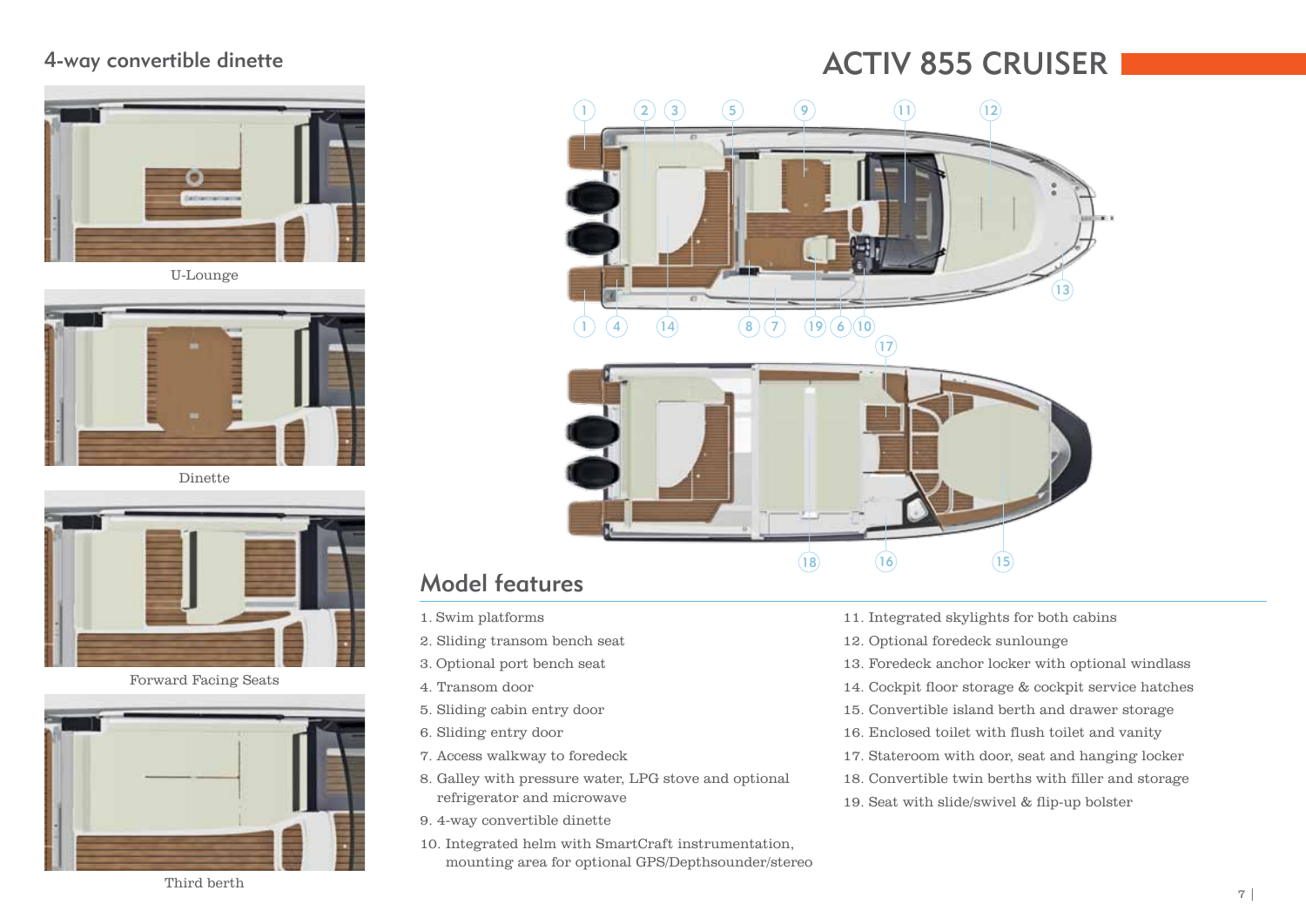# ACTIV 855 CRUISER

## 4-way convertible dinette

U-Lounge

Dinette

Forward Facing Seats

Third berth

## Model features

1. Swim platforms
2. Sliding transom bench seat
3. Optional port bench seat
4. Transom door
5. Sliding cabin entry door
6. Sliding entry door
7. Access walkway to foredeck
8. Galley with pressure water, LPG stove and optional refrigerator and microwave
9. 4-way convertible dinette
10. Integrated helm with SmartCraft instrumentation, mounting area for optional GPS/Depthsounder/stereo
11. Integrated skylights for both cabins
12. Optional foredeck sunlounge
13. Foredeck anchor locker with optional windlass
14. Cockpit floor storage & cockpit service hatches
15. Convertible island berth and drawer storage
16. Enclosed toilet with flush toilet and vanity
17. Stateroom with door, seat and hanging locker
18. Convertible twin berths with filler and storage
19. Seat with slide/swivel & flip-up bolster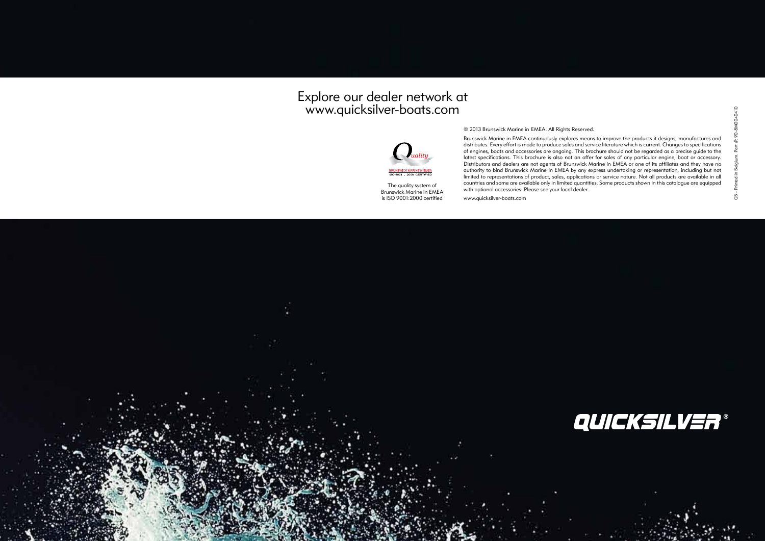Explore our dealer network at
www.quicksilver-boats.com

© 2013 Brunswick Marine in EMEA. All Rights Reserved.

Brunswick Marine in EMEA continuously explores means to improve the products it designs, manufactures and distributes. Every effort is made to produce sales and service literature which is current. Changes to specifications of engines, boats and accessories are ongoing. This brochure should not be regarded as a precise guide to the latest specifications. This brochure is also not an offer for sales of any particular engine, boat or accessory. Distributors and dealers are not agents of Brunswick Marine in EMEA or one of its affiliates and they have no authority to bind Brunswick Marine in EMEA by any express undertaking or representation, including but not limited to representations of product, sales, applications or service nature. Not all products are available in all countries and some are available only in limited quantities. Some products shown in this catalogue are equipped with optional accessories. Please see your local dealer.

www.quicksilver-boats.com

Quality
BRUNSWICK MARINE in EMEA
ISO 9001 - 2000 CERTIFIED

The quality system of Brunswick Marine in EMEA is ISO 9001:2000 certified

GB - Printed in Belgium. Part #: 90-8M0040410

QUICKSILVER®